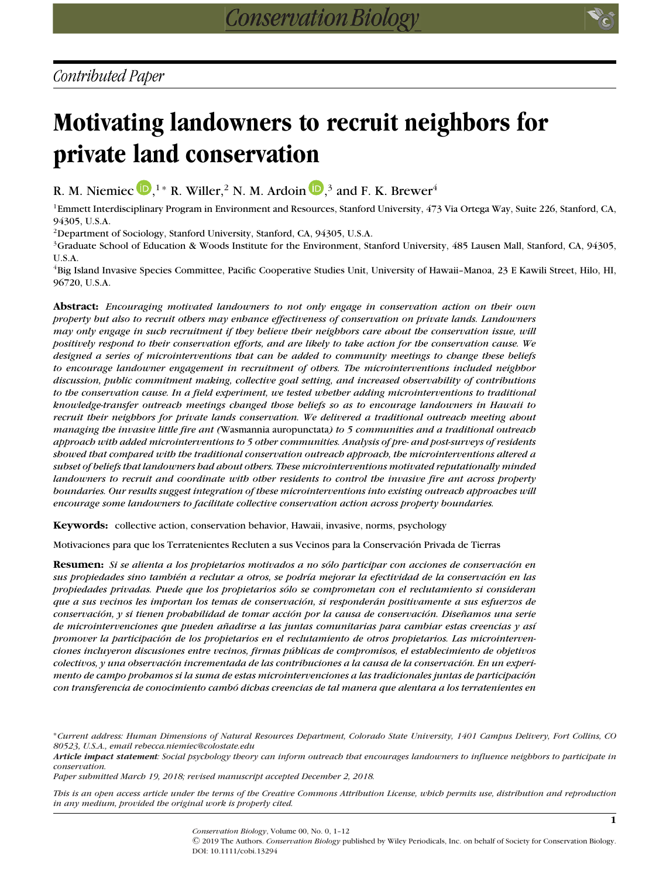*Contributed Paper*

# Motivating landowners to recruit neighbors for private land conservation

R. M. Niemiec,[1]* R. Willer,[2] N. M. Ardoin,[3] and F. K. Brewer[4]

[1]Emmett Interdisciplinary Program in Environment and Resources, Stanford University, 473 Via Ortega Way, Suite 226, Stanford, CA, 94305, U.S.A.

[2]Department of Sociology, Stanford University, Stanford, CA, 94305, U.S.A.

[3]Graduate School of Education & Woods Institute for the Environment, Stanford University, 485 Lausen Mall, Stanford, CA, 94305, U.S.A.

[4]Big Island Invasive Species Committee, Pacific Cooperative Studies Unit, University of Hawaii–Manoa, 23 E Kawili Street, Hilo, HI, 96720, U.S.A.

**Abstract:** *Encouraging motivated landowners to not only engage in conservation action on their own property but also to recruit others may enhance effectiveness of conservation on private lands. Landowners may only engage in such recruitment if they believe their neighbors care about the conservation issue, will positively respond to their conservation efforts, and are likely to take action for the conservation cause. We designed a series of microinterventions that can be added to community meetings to change these beliefs to encourage landowner engagement in recruitment of others. The microinterventions included neighbor discussion, public commitment making, collective goal setting, and increased observability of contributions to the conservation cause. In a field experiment, we tested whether adding microinterventions to traditional knowledge-transfer outreach meetings changed those beliefs so as to encourage landowners in Hawaii to recruit their neighbors for private lands conservation. We delivered a traditional outreach meeting about managing the invasive little fire ant (*Wasmannia auropunctata*) to 5 communities and a traditional outreach approach with added microinterventions to 5 other communities. Analysis of pre- and post-surveys of residents showed that compared with the traditional conservation outreach approach, the microinterventions altered a subset of beliefs that landowners had about others. These microinterventions motivated reputationally minded landowners to recruit and coordinate with other residents to control the invasive fire ant across property boundaries. Our results suggest integration of these microinterventions into existing outreach approaches will encourage some landowners to facilitate collective conservation action across property boundaries.*

**Keywords:** collective action, conservation behavior, Hawaii, invasive, norms, psychology

Motivaciones para que los Terratenientes Recluten a sus Vecinos para la Conservación Privada de Tierras

**Resumen:** *Si se alienta a los propietarios motivados a no sólo participar con acciones de conservación en sus propiedades sino también a reclutar a otros, se podría mejorar la efectividad de la conservación en las propiedades privadas. Puede que los propietarios sólo se comprometan con el reclutamiento si consideran que a sus vecinos les importan los temas de conservación, si responderán positivamente a sus esfuerzos de conservación, y si tienen probabilidad de tomar acción por la causa de conservación. Diseñamos una serie de microintervenciones que pueden añadirse a las juntas comunitarias para cambiar estas creencias y así promover la participación de los propietarios en el reclutamiento de otros propietarios. Las microintervenciones incluyeron discusiones entre vecinos, firmas públicas de compromisos, el establecimiento de objetivos colectivos, y una observación incrementada de las contribuciones a la causa de la conservación. En un experimento de campo probamos si la suma de estas microintervenciones a las tradicionales juntas de participación con transferencia de conocimiento cambió dichas creencias de tal manera que alentara a los terratenientes en*

*Current address: Human Dimensions of Natural Resources Department, Colorado State University, 1401 Campus Delivery, Fort Collins, CO 80523, U.S.A., email rebecca.niemiec@colostate.edu

***Article impact statement***: *Social psychology theory can inform outreach that encourages landowners to influence neighbors to participate in conservation.*

*Paper submitted March 19, 2018; revised manuscript accepted December 2, 2018.*

*This is an open access article under the terms of the Creative Commons Attribution License, which permits use, distribution and reproduction in any medium, provided the original work is properly cited.*

© 2019 The Authors. *Conservation Biology* published by Wiley Periodicals, Inc. on behalf of Society for Conservation Biology.
DOI: 10.1111/cobi.13294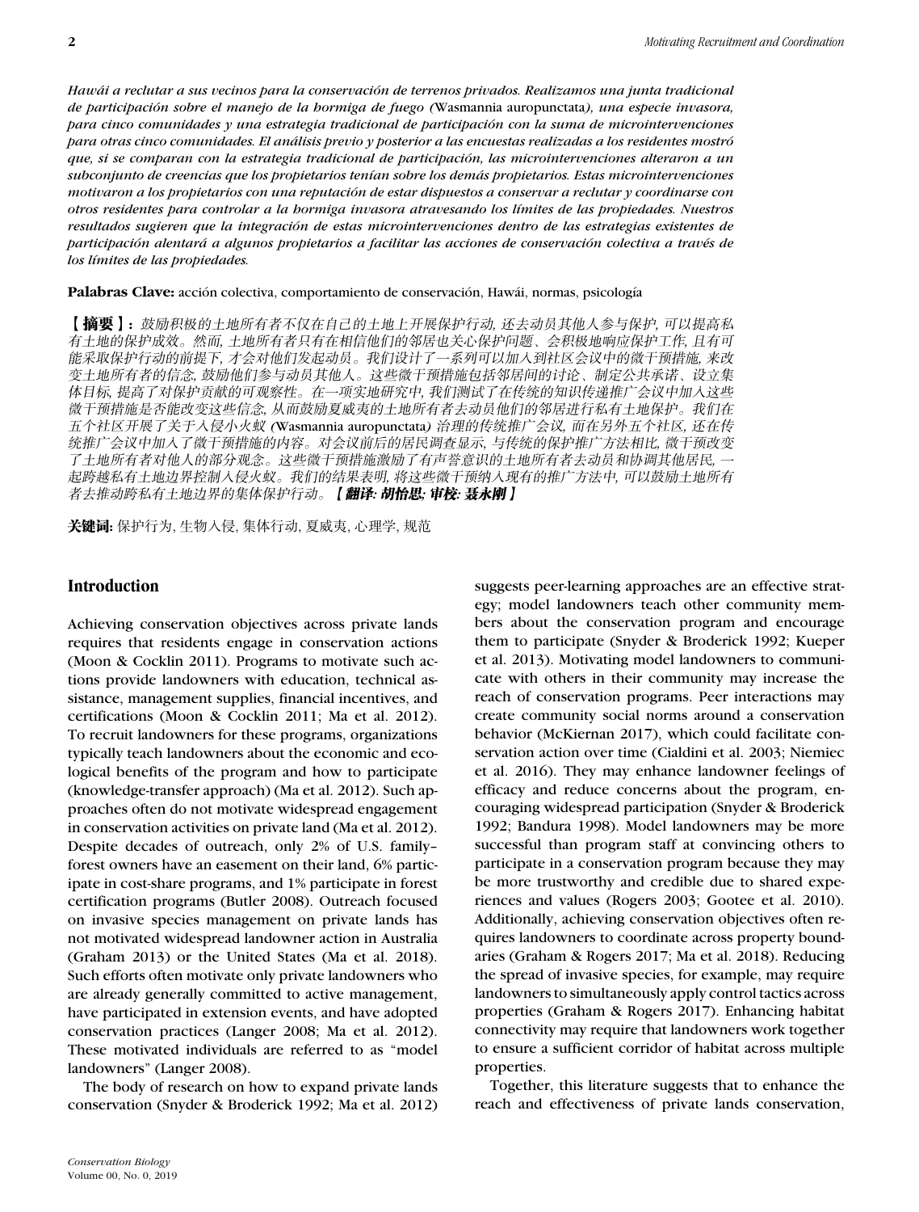*Hawái a reclutar a sus vecinos para la conservación de terrenos privados. Realizamos una junta tradicional de participación sobre el manejo de la hormiga de fuego (*Wasmannia auropunctata*), una especie invasora, para cinco comunidades y una estrategia tradicional de participación con la suma de microintervenciones para otras cinco comunidades. El análisis previo y posterior a las encuestas realizadas a los residentes mostró que, si se comparan con la estrategia tradicional de participación, las microintervenciones alteraron a un subconjunto de creencias que los propietarios tenían sobre los demás propietarios. Estas microintervenciones motivaron a los propietarios con una reputación de estar dispuestos a conservar a reclutar y coordinarse con otros residentes para controlar a la hormiga invasora atravesando los límites de las propiedades. Nuestros resultados sugieren que la integración de estas microintervenciones dentro de las estrategias existentes de participación alentará a algunos propietarios a facilitar las acciones de conservación colectiva a través de los límites de las propiedades.*

**Palabras Clave:** acción colectiva, comportamiento de conservación, Hawái, normas, psicología

**【摘要】**: *鼓励积极的土地所有者不仅在自己的土地上开展保护行动, 还去动员其他人参与保护, 可以提高私有土地的保护成效。然而, 土地所有者只有在相信他们的邻居也关心保护问题、会积极地响应保护工作, 且有可能采取保护行动的前提下, 才会对他们发起动员。我们设计了一系列可以加入到社区会议中的微干预措施, 来改变土地所有者的信念, 鼓励他们参与动员其他人。这些微干预措施包括邻居间的讨论、制定公共承诺、设立集体目标, 提高了对保护贡献的可观察性。在一项实地研究中, 我们测试了在传统的知识传递推广会议中加入这些微干预措施是否能改变这些信念, 从而鼓励夏威夷的土地所有者去动员他们的邻居进行私有土地保护。我们在五个社区开展了关于入侵小火蚁 (*Wasmannia auropunctata*) 治理的传统推广会议, 而在另外五个社区, 还在传统推广会议中加入了微干预措施的内容。对会议前后的居民调查显示, 与传统的保护推广方法相比, 微干预改变了土地所有者对他人的部分观念。这些微干预措施激励了有声誉意识的土地所有者去动员和协调其他居民, 一起跨越私有土地边界控制入侵火蚁。我们的结果表明, 将这些微干预纳入现有的推广方法中, 可以鼓励土地所有者去推动跨私有土地边界的集体保护行动。*【**翻译: 胡怡思; 审校: 聂永刚**】

**关键词:** 保护行为, 生物入侵, 集体行动, 夏威夷, 心理学, 规范

## Introduction

Achieving conservation objectives across private lands requires that residents engage in conservation actions (Moon & Cocklin 2011). Programs to motivate such actions provide landowners with education, technical assistance, management supplies, financial incentives, and certifications (Moon & Cocklin 2011; Ma et al. 2012). To recruit landowners for these programs, organizations typically teach landowners about the economic and ecological benefits of the program and how to participate (knowledge-transfer approach) (Ma et al. 2012). Such approaches often do not motivate widespread engagement in conservation activities on private land (Ma et al. 2012). Despite decades of outreach, only 2% of U.S. family–forest owners have an easement on their land, 6% participate in cost-share programs, and 1% participate in forest certification programs (Butler 2008). Outreach focused on invasive species management on private lands has not motivated widespread landowner action in Australia (Graham 2013) or the United States (Ma et al. 2018). Such efforts often motivate only private landowners who are already generally committed to active management, have participated in extension events, and have adopted conservation practices (Langer 2008; Ma et al. 2012). These motivated individuals are referred to as "model landowners" (Langer 2008).

The body of research on how to expand private lands conservation (Snyder & Broderick 1992; Ma et al. 2012) suggests peer-learning approaches are an effective strategy; model landowners teach other community members about the conservation program and encourage them to participate (Snyder & Broderick 1992; Kueper et al. 2013). Motivating model landowners to communicate with others in their community may increase the reach of conservation programs. Peer interactions may create community social norms around a conservation behavior (McKiernan 2017), which could facilitate conservation action over time (Cialdini et al. 2003; Niemiec et al. 2016). They may enhance landowner feelings of efficacy and reduce concerns about the program, encouraging widespread participation (Snyder & Broderick 1992; Bandura 1998). Model landowners may be more successful than program staff at convincing others to participate in a conservation program because they may be more trustworthy and credible due to shared experiences and values (Rogers 2003; Gootee et al. 2010). Additionally, achieving conservation objectives often requires landowners to coordinate across property boundaries (Graham & Rogers 2017; Ma et al. 2018). Reducing the spread of invasive species, for example, may require landowners to simultaneously apply control tactics across properties (Graham & Rogers 2017). Enhancing habitat connectivity may require that landowners work together to ensure a sufficient corridor of habitat across multiple properties.

Together, this literature suggests that to enhance the reach and effectiveness of private lands conservation,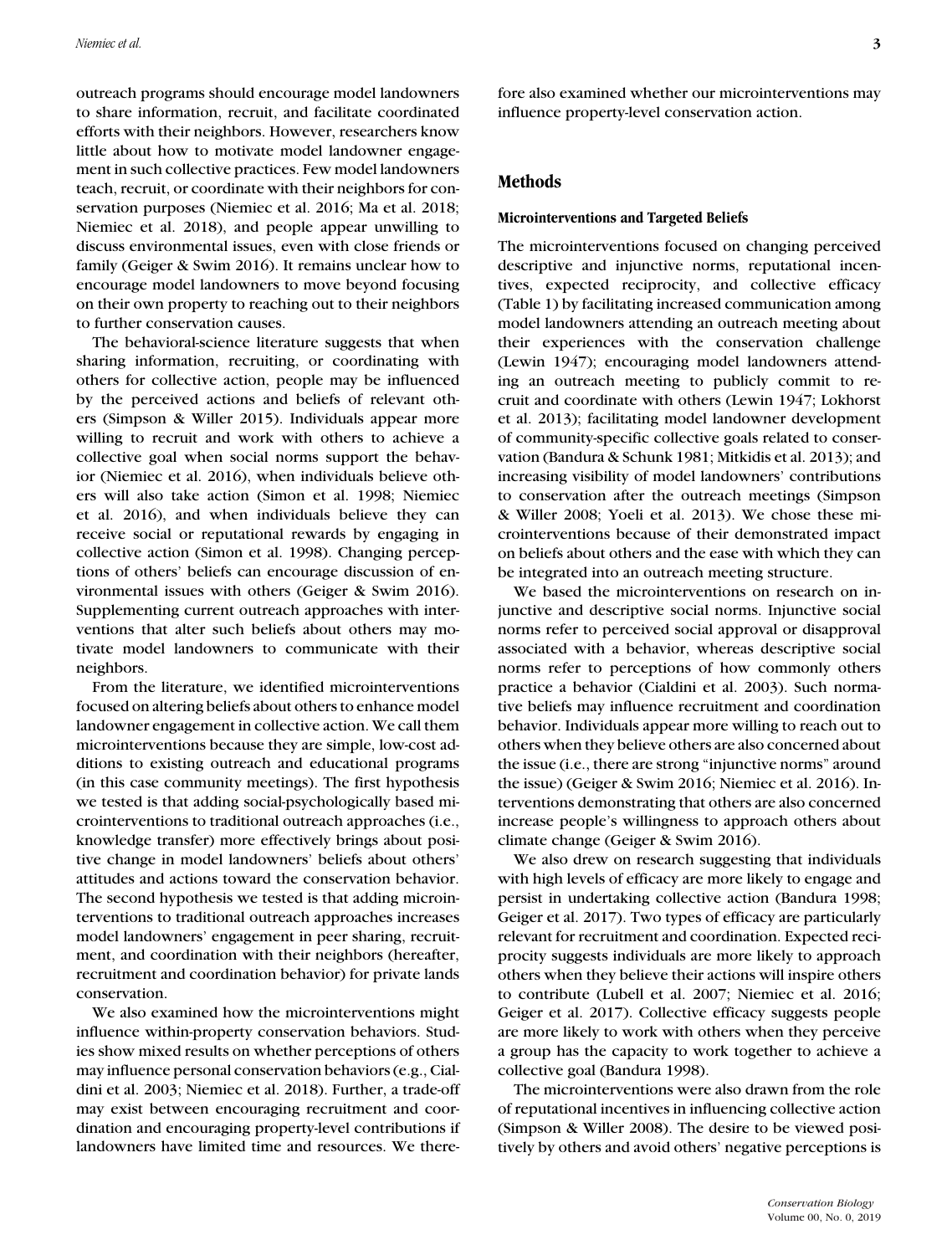outreach programs should encourage model landowners to share information, recruit, and facilitate coordinated efforts with their neighbors. However, researchers know little about how to motivate model landowner engagement in such collective practices. Few model landowners teach, recruit, or coordinate with their neighbors for conservation purposes (Niemiec et al. 2016; Ma et al. 2018; Niemiec et al. 2018), and people appear unwilling to discuss environmental issues, even with close friends or family (Geiger & Swim 2016). It remains unclear how to encourage model landowners to move beyond focusing on their own property to reaching out to their neighbors to further conservation causes.

The behavioral-science literature suggests that when sharing information, recruiting, or coordinating with others for collective action, people may be influenced by the perceived actions and beliefs of relevant others (Simpson & Willer 2015). Individuals appear more willing to recruit and work with others to achieve a collective goal when social norms support the behavior (Niemiec et al. 2016), when individuals believe others will also take action (Simon et al. 1998; Niemiec et al. 2016), and when individuals believe they can receive social or reputational rewards by engaging in collective action (Simon et al. 1998). Changing perceptions of others' beliefs can encourage discussion of environmental issues with others (Geiger & Swim 2016). Supplementing current outreach approaches with interventions that alter such beliefs about others may motivate model landowners to communicate with their neighbors.

From the literature, we identified microinterventions focused on altering beliefs about others to enhance model landowner engagement in collective action. We call them microinterventions because they are simple, low-cost additions to existing outreach and educational programs (in this case community meetings). The first hypothesis we tested is that adding social-psychologically based microinterventions to traditional outreach approaches (i.e., knowledge transfer) more effectively brings about positive change in model landowners' beliefs about others' attitudes and actions toward the conservation behavior. The second hypothesis we tested is that adding microinterventions to traditional outreach approaches increases model landowners' engagement in peer sharing, recruitment, and coordination with their neighbors (hereafter, recruitment and coordination behavior) for private lands conservation.

We also examined how the microinterventions might influence within-property conservation behaviors. Studies show mixed results on whether perceptions of others may influence personal conservation behaviors (e.g., Cialdini et al. 2003; Niemiec et al. 2018). Further, a trade-off may exist between encouraging recruitment and coordination and encouraging property-level contributions if landowners have limited time and resources. We therefore also examined whether our microinterventions may influence property-level conservation action.

## Methods

### Microinterventions and Targeted Beliefs

The microinterventions focused on changing perceived descriptive and injunctive norms, reputational incentives, expected reciprocity, and collective efficacy (Table 1) by facilitating increased communication among model landowners attending an outreach meeting about their experiences with the conservation challenge (Lewin 1947); encouraging model landowners attending an outreach meeting to publicly commit to recruit and coordinate with others (Lewin 1947; Lokhorst et al. 2013); facilitating model landowner development of community-specific collective goals related to conservation (Bandura & Schunk 1981; Mitkidis et al. 2013); and increasing visibility of model landowners' contributions to conservation after the outreach meetings (Simpson & Willer 2008; Yoeli et al. 2013). We chose these microinterventions because of their demonstrated impact on beliefs about others and the ease with which they can be integrated into an outreach meeting structure.

We based the microinterventions on research on injunctive and descriptive social norms. Injunctive social norms refer to perceived social approval or disapproval associated with a behavior, whereas descriptive social norms refer to perceptions of how commonly others practice a behavior (Cialdini et al. 2003). Such normative beliefs may influence recruitment and coordination behavior. Individuals appear more willing to reach out to others when they believe others are also concerned about the issue (i.e., there are strong "injunctive norms" around the issue) (Geiger & Swim 2016; Niemiec et al. 2016). Interventions demonstrating that others are also concerned increase people's willingness to approach others about climate change (Geiger & Swim 2016).

We also drew on research suggesting that individuals with high levels of efficacy are more likely to engage and persist in undertaking collective action (Bandura 1998; Geiger et al. 2017). Two types of efficacy are particularly relevant for recruitment and coordination. Expected reciprocity suggests individuals are more likely to approach others when they believe their actions will inspire others to contribute (Lubell et al. 2007; Niemiec et al. 2016; Geiger et al. 2017). Collective efficacy suggests people are more likely to work with others when they perceive a group has the capacity to work together to achieve a collective goal (Bandura 1998).

The microinterventions were also drawn from the role of reputational incentives in influencing collective action (Simpson & Willer 2008). The desire to be viewed positively by others and avoid others' negative perceptions is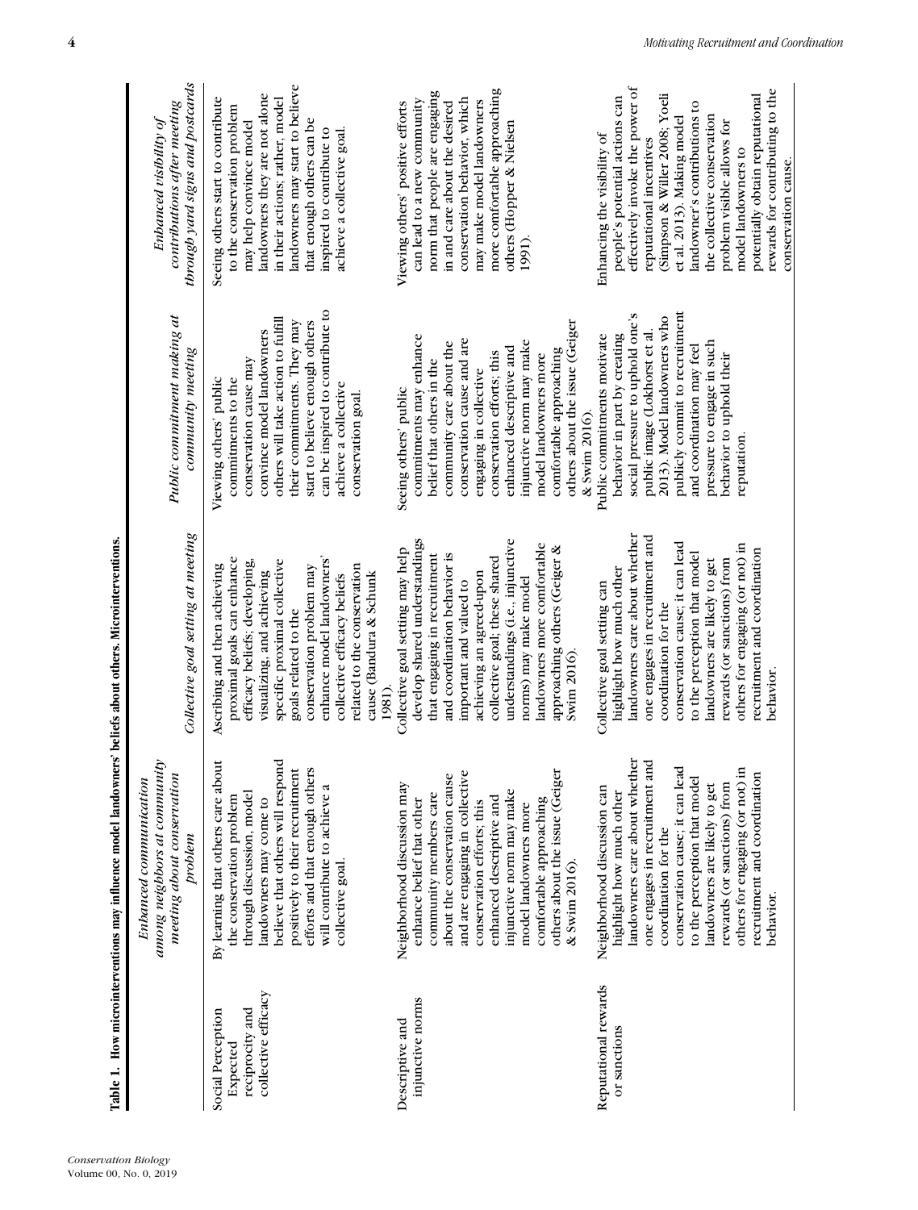**Table 1. How microinterventions may influence model landowners' beliefs about others. Microinterventions.**

| | *Enhanced communication among neighbors at community meeting about conservation problem* | *Collective goal setting at meeting* | *Public commitment making at community meeting* | *Enhanced visibility of contributions after meeting through yard signs and postcards* |
|---|---|---|---|---|
| Social Perception Expected reciprocity and collective efficacy | By learning that others care about the conservation problem through discussion, model landowners may come to believe that others will respond positively to their recruitment efforts and that enough others will contribute to achieve a collective goal. | Ascribing and then achieving proximal goals can enhance efficacy beliefs; developing, visualizing, and achieving specific proximal collective goals related to the conservation problem may enhance model landowners' collective efficacy beliefs related to the conservation cause (Bandura & Schunk 1981). | Viewing others' public commitments to the conservation cause may convince model landowners others will take action to fulfill their commitments. They may start to believe enough others can be inspired to contribute to achieve a collective conservation goal. | Seeing others start to contribute to the conservation problem may help convince model landowners they are not alone in their actions; rather, model landowners may start to believe that enough others can be inspired to contribute to achieve a collective goal. |
| Descriptive and injunctive norms | Neighborhood discussion may enhance belief that other community members care about the conservation cause and are engaging in collective conservation efforts; this enhanced descriptive and injunctive norm may make model landowners more comfortable approaching others about the issue (Geiger & Swim 2016). | Collective goal setting may help develop shared understandings that engaging in recruitment and coordination behavior is important and valued to achieving an agreed-upon collective goal; these shared understandings (i.e., injunctive norms) may make model landowners more comfortable approaching others (Geiger & Swim 2016). | Seeing others' public commitments may enhance belief that others in the community care about the conservation cause and are engaging in collective conservation efforts; this enhanced descriptive and injunctive norm may make model landowners more comfortable approaching others about the issue (Geiger & Swim 2016). | Viewing others' positive efforts can lead to a new community norm that people are engaging in and care about the desired conservation behavior, which may make model landowners more comfortable approaching others (Hopper & Nielsen 1991). |
| Reputational rewards or sanctions | Neighborhood discussion can highlight how much other landowners care about whether one engages in recruitment and coordination for the conservation cause; it can lead to the perception that model landowners are likely to get rewards (or sanctions) from others for engaging (or not) in recruitment and coordination behavior. | Collective goal setting can highlight how much other landowners care about whether one engages in recruitment and coordination for the conservation cause; it can lead to the perception that model landowners are likely to get rewards (or sanctions) from others for engaging (or not) in recruitment and coordination behavior. | Public commitments motivate behavior in part by creating social pressure to uphold one's public image (Lokhorst et al. 2013). Model landowners who publicly commit to recruitment and coordination may feel pressure to engage in such behavior to uphold their reputation. | Enhancing the visibility of people's potential actions can effectively invoke the power of reputational incentives (Simpson & Willer 2008; Yoeli et al. 2013). Making model landowner's contributions to the collective conservation problem visible allows for model landowners to potentially obtain reputational rewards for contributing to the conservation cause. |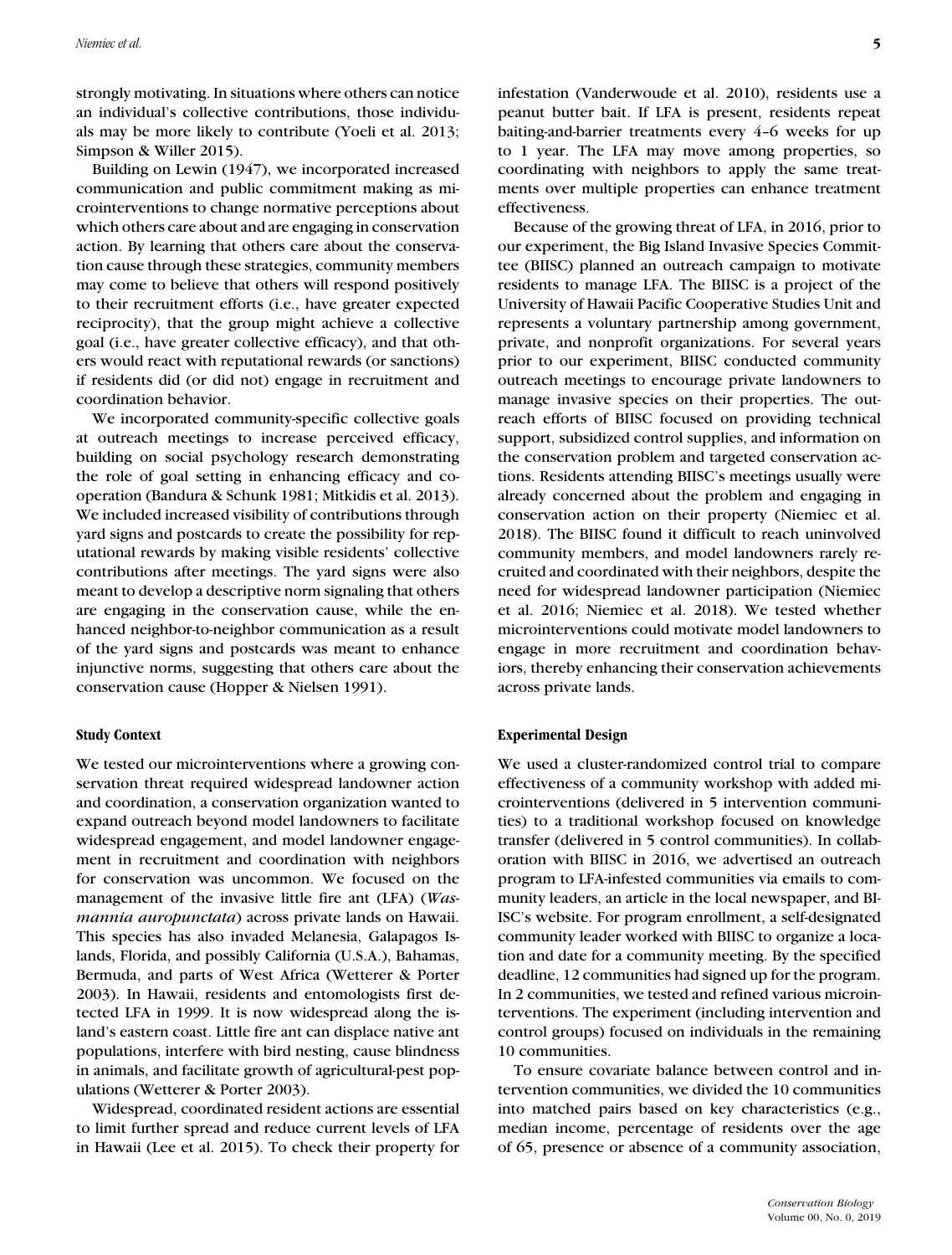strongly motivating. In situations where others can notice an individual's collective contributions, those individuals may be more likely to contribute (Yoeli et al. 2013; Simpson & Willer 2015).

Building on Lewin (1947), we incorporated increased communication and public commitment making as microinterventions to change normative perceptions about which others care about and are engaging in conservation action. By learning that others care about the conservation cause through these strategies, community members may come to believe that others will respond positively to their recruitment efforts (i.e., have greater expected reciprocity), that the group might achieve a collective goal (i.e., have greater collective efficacy), and that others would react with reputational rewards (or sanctions) if residents did (or did not) engage in recruitment and coordination behavior.

We incorporated community-specific collective goals at outreach meetings to increase perceived efficacy, building on social psychology research demonstrating the role of goal setting in enhancing efficacy and cooperation (Bandura & Schunk 1981; Mitkidis et al. 2013). We included increased visibility of contributions through yard signs and postcards to create the possibility for reputational rewards by making visible residents' collective contributions after meetings. The yard signs were also meant to develop a descriptive norm signaling that others are engaging in the conservation cause, while the enhanced neighbor-to-neighbor communication as a result of the yard signs and postcards was meant to enhance injunctive norms, suggesting that others care about the conservation cause (Hopper & Nielsen 1991).

### Study Context

We tested our microinterventions where a growing conservation threat required widespread landowner action and coordination, a conservation organization wanted to expand outreach beyond model landowners to facilitate widespread engagement, and model landowner engagement in recruitment and coordination with neighbors for conservation was uncommon. We focused on the management of the invasive little fire ant (LFA) (*Wasmannia auropunctata*) across private lands on Hawaii. This species has also invaded Melanesia, Galapagos Islands, Florida, and possibly California (U.S.A.), Bahamas, Bermuda, and parts of West Africa (Wetterer & Porter 2003). In Hawaii, residents and entomologists first detected LFA in 1999. It is now widespread along the island's eastern coast. Little fire ant can displace native ant populations, interfere with bird nesting, cause blindness in animals, and facilitate growth of agricultural-pest populations (Wetterer & Porter 2003).

Widespread, coordinated resident actions are essential to limit further spread and reduce current levels of LFA in Hawaii (Lee et al. 2015). To check their property for infestation (Vanderwoude et al. 2010), residents use a peanut butter bait. If LFA is present, residents repeat baiting-and-barrier treatments every 4–6 weeks for up to 1 year. The LFA may move among properties, so coordinating with neighbors to apply the same treatments over multiple properties can enhance treatment effectiveness.

Because of the growing threat of LFA, in 2016, prior to our experiment, the Big Island Invasive Species Committee (BIISC) planned an outreach campaign to motivate residents to manage LFA. The BIISC is a project of the University of Hawaii Pacific Cooperative Studies Unit and represents a voluntary partnership among government, private, and nonprofit organizations. For several years prior to our experiment, BIISC conducted community outreach meetings to encourage private landowners to manage invasive species on their properties. The outreach efforts of BIISC focused on providing technical support, subsidized control supplies, and information on the conservation problem and targeted conservation actions. Residents attending BIISC's meetings usually were already concerned about the problem and engaging in conservation action on their property (Niemiec et al. 2018). The BIISC found it difficult to reach uninvolved community members, and model landowners rarely recruited and coordinated with their neighbors, despite the need for widespread landowner participation (Niemiec et al. 2016; Niemiec et al. 2018). We tested whether microinterventions could motivate model landowners to engage in more recruitment and coordination behaviors, thereby enhancing their conservation achievements across private lands.

### Experimental Design

We used a cluster-randomized control trial to compare effectiveness of a community workshop with added microinterventions (delivered in 5 intervention communities) to a traditional workshop focused on knowledge transfer (delivered in 5 control communities). In collaboration with BIISC in 2016, we advertised an outreach program to LFA-infested communities via emails to community leaders, an article in the local newspaper, and BIISC's website. For program enrollment, a self-designated community leader worked with BIISC to organize a location and date for a community meeting. By the specified deadline, 12 communities had signed up for the program. In 2 communities, we tested and refined various microinterventions. The experiment (including intervention and control groups) focused on individuals in the remaining 10 communities.

To ensure covariate balance between control and intervention communities, we divided the 10 communities into matched pairs based on key characteristics (e.g., median income, percentage of residents over the age of 65, presence or absence of a community association,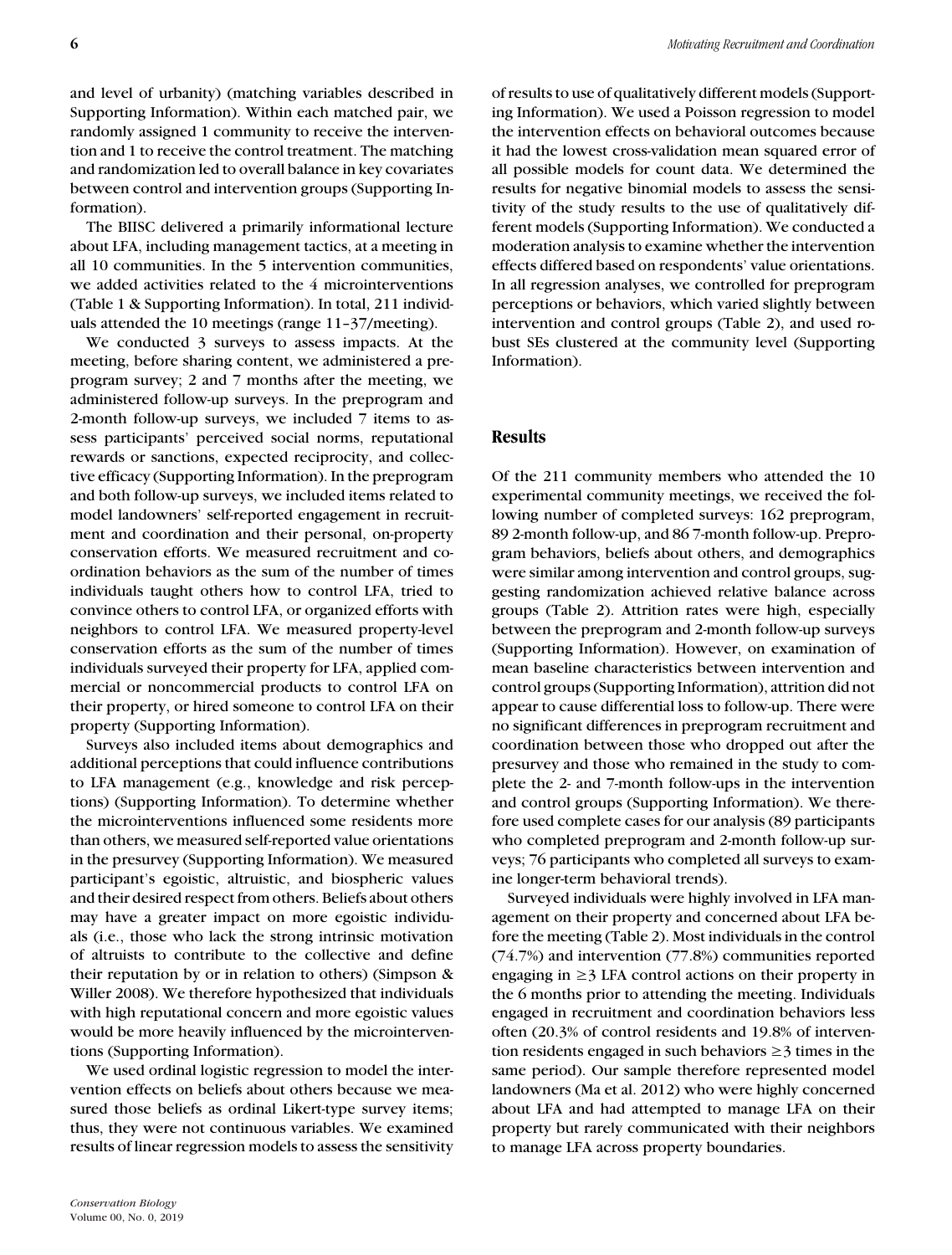and level of urbanity) (matching variables described in Supporting Information). Within each matched pair, we randomly assigned 1 community to receive the intervention and 1 to receive the control treatment. The matching and randomization led to overall balance in key covariates between control and intervention groups (Supporting Information).

The BIISC delivered a primarily informational lecture about LFA, including management tactics, at a meeting in all 10 communities. In the 5 intervention communities, we added activities related to the 4 microinterventions (Table 1 & Supporting Information). In total, 211 individuals attended the 10 meetings (range 11–37/meeting).

We conducted 3 surveys to assess impacts. At the meeting, before sharing content, we administered a preprogram survey; 2 and 7 months after the meeting, we administered follow-up surveys. In the preprogram and 2-month follow-up surveys, we included 7 items to assess participants' perceived social norms, reputational rewards or sanctions, expected reciprocity, and collective efficacy (Supporting Information). In the preprogram and both follow-up surveys, we included items related to model landowners' self-reported engagement in recruitment and coordination and their personal, on-property conservation efforts. We measured recruitment and coordination behaviors as the sum of the number of times individuals taught others how to control LFA, tried to convince others to control LFA, or organized efforts with neighbors to control LFA. We measured property-level conservation efforts as the sum of the number of times individuals surveyed their property for LFA, applied commercial or noncommercial products to control LFA on their property, or hired someone to control LFA on their property (Supporting Information).

Surveys also included items about demographics and additional perceptions that could influence contributions to LFA management (e.g., knowledge and risk perceptions) (Supporting Information). To determine whether the microinterventions influenced some residents more than others, we measured self-reported value orientations in the presurvey (Supporting Information). We measured participant's egoistic, altruistic, and biospheric values and their desired respect from others. Beliefs about others may have a greater impact on more egoistic individuals (i.e., those who lack the strong intrinsic motivation of altruists to contribute to the collective and define their reputation by or in relation to others) (Simpson & Willer 2008). We therefore hypothesized that individuals with high reputational concern and more egoistic values would be more heavily influenced by the microinterventions (Supporting Information).

We used ordinal logistic regression to model the intervention effects on beliefs about others because we measured those beliefs as ordinal Likert-type survey items; thus, they were not continuous variables. We examined results of linear regression models to assess the sensitivity of results to use of qualitatively different models (Supporting Information). We used a Poisson regression to model the intervention effects on behavioral outcomes because it had the lowest cross-validation mean squared error of all possible models for count data. We determined the results for negative binomial models to assess the sensitivity of the study results to the use of qualitatively different models (Supporting Information). We conducted a moderation analysis to examine whether the intervention effects differed based on respondents' value orientations. In all regression analyses, we controlled for preprogram perceptions or behaviors, which varied slightly between intervention and control groups (Table 2), and used robust SEs clustered at the community level (Supporting Information).

## Results

Of the 211 community members who attended the 10 experimental community meetings, we received the following number of completed surveys: 162 preprogram, 89 2-month follow-up, and 86 7-month follow-up. Preprogram behaviors, beliefs about others, and demographics were similar among intervention and control groups, suggesting randomization achieved relative balance across groups (Table 2). Attrition rates were high, especially between the preprogram and 2-month follow-up surveys (Supporting Information). However, on examination of mean baseline characteristics between intervention and control groups (Supporting Information), attrition did not appear to cause differential loss to follow-up. There were no significant differences in preprogram recruitment and coordination between those who dropped out after the presurvey and those who remained in the study to complete the 2- and 7-month follow-ups in the intervention and control groups (Supporting Information). We therefore used complete cases for our analysis (89 participants who completed preprogram and 2-month follow-up surveys; 76 participants who completed all surveys to examine longer-term behavioral trends).

Surveyed individuals were highly involved in LFA management on their property and concerned about LFA before the meeting (Table 2). Most individuals in the control (74.7%) and intervention (77.8%) communities reported engaging in ≥3 LFA control actions on their property in the 6 months prior to attending the meeting. Individuals engaged in recruitment and coordination behaviors less often (20.3% of control residents and 19.8% of intervention residents engaged in such behaviors ≥3 times in the same period). Our sample therefore represented model landowners (Ma et al. 2012) who were highly concerned about LFA and had attempted to manage LFA on their property but rarely communicated with their neighbors to manage LFA across property boundaries.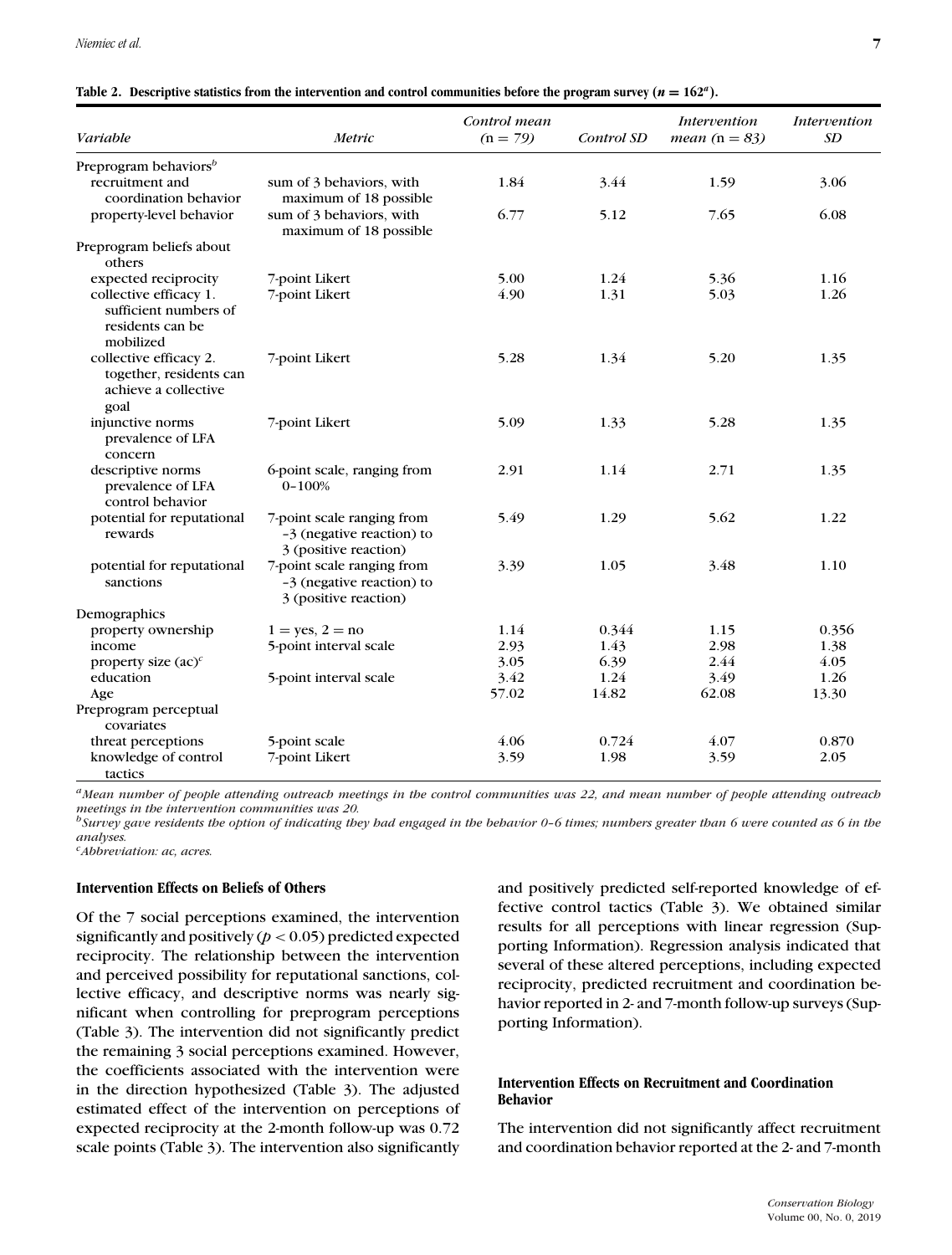**Table 2. Descriptive statistics from the intervention and control communities before the program survey ($n = 162$[a]).**

| Variable | Metric | Control mean (n = 79) | Control SD | Intervention mean (n = 83) | Intervention SD |
|---|---|---|---|---|---|
| Preprogram behaviors[b] | | | | | |
| recruitment and coordination behavior | sum of 3 behaviors, with maximum of 18 possible | 1.84 | 3.44 | 1.59 | 3.06 |
| property-level behavior | sum of 3 behaviors, with maximum of 18 possible | 6.77 | 5.12 | 7.65 | 6.08 |
| Preprogram beliefs about others | | | | | |
| expected reciprocity | 7-point Likert | 5.00 | 1.24 | 5.36 | 1.16 |
| collective efficacy 1. sufficient numbers of residents can be mobilized | 7-point Likert | 4.90 | 1.31 | 5.03 | 1.26 |
| collective efficacy 2. together, residents can achieve a collective goal | 7-point Likert | 5.28 | 1.34 | 5.20 | 1.35 |
| injunctive norms prevalence of LFA concern | 7-point Likert | 5.09 | 1.33 | 5.28 | 1.35 |
| descriptive norms prevalence of LFA control behavior | 6-point scale, ranging from 0–100% | 2.91 | 1.14 | 2.71 | 1.35 |
| potential for reputational rewards | 7-point scale ranging from –3 (negative reaction) to 3 (positive reaction) | 5.49 | 1.29 | 5.62 | 1.22 |
| potential for reputational sanctions | 7-point scale ranging from –3 (negative reaction) to 3 (positive reaction) | 3.39 | 1.05 | 3.48 | 1.10 |
| Demographics | | | | | |
| property ownership | 1 = yes, 2 = no | 1.14 | 0.344 | 1.15 | 0.356 |
| income | 5-point interval scale | 2.93 | 1.43 | 2.98 | 1.38 |
| property size (ac)[c] | | 3.05 | 6.39 | 2.44 | 4.05 |
| education | 5-point interval scale | 3.42 | 1.24 | 3.49 | 1.26 |
| Age | | 57.02 | 14.82 | 62.08 | 13.30 |
| Preprogram perceptual covariates | | | | | |
| threat perceptions | 5-point scale | 4.06 | 0.724 | 4.07 | 0.870 |
| knowledge of control tactics | 7-point Likert | 3.59 | 1.98 | 3.59 | 2.05 |

[a]*Mean number of people attending outreach meetings in the control communities was 22, and mean number of people attending outreach meetings in the intervention communities was 20.*

[b]*Survey gave residents the option of indicating they had engaged in the behavior 0–6 times; numbers greater than 6 were counted as 6 in the analyses.*

[c]*Abbreviation: ac, acres.*

### Intervention Effects on Beliefs of Others

Of the 7 social perceptions examined, the intervention significantly and positively ($p < 0.05$) predicted expected reciprocity. The relationship between the intervention and perceived possibility for reputational sanctions, collective efficacy, and descriptive norms was nearly significant when controlling for preprogram perceptions (Table 3). The intervention did not significantly predict the remaining 3 social perceptions examined. However, the coefficients associated with the intervention were in the direction hypothesized (Table 3). The adjusted estimated effect of the intervention on perceptions of expected reciprocity at the 2-month follow-up was 0.72 scale points (Table 3). The intervention also significantly and positively predicted self-reported knowledge of effective control tactics (Table 3). We obtained similar results for all perceptions with linear regression (Supporting Information). Regression analysis indicated that several of these altered perceptions, including expected reciprocity, predicted recruitment and coordination behavior reported in 2- and 7-month follow-up surveys (Supporting Information).

### Intervention Effects on Recruitment and Coordination Behavior

The intervention did not significantly affect recruitment and coordination behavior reported at the 2- and 7-month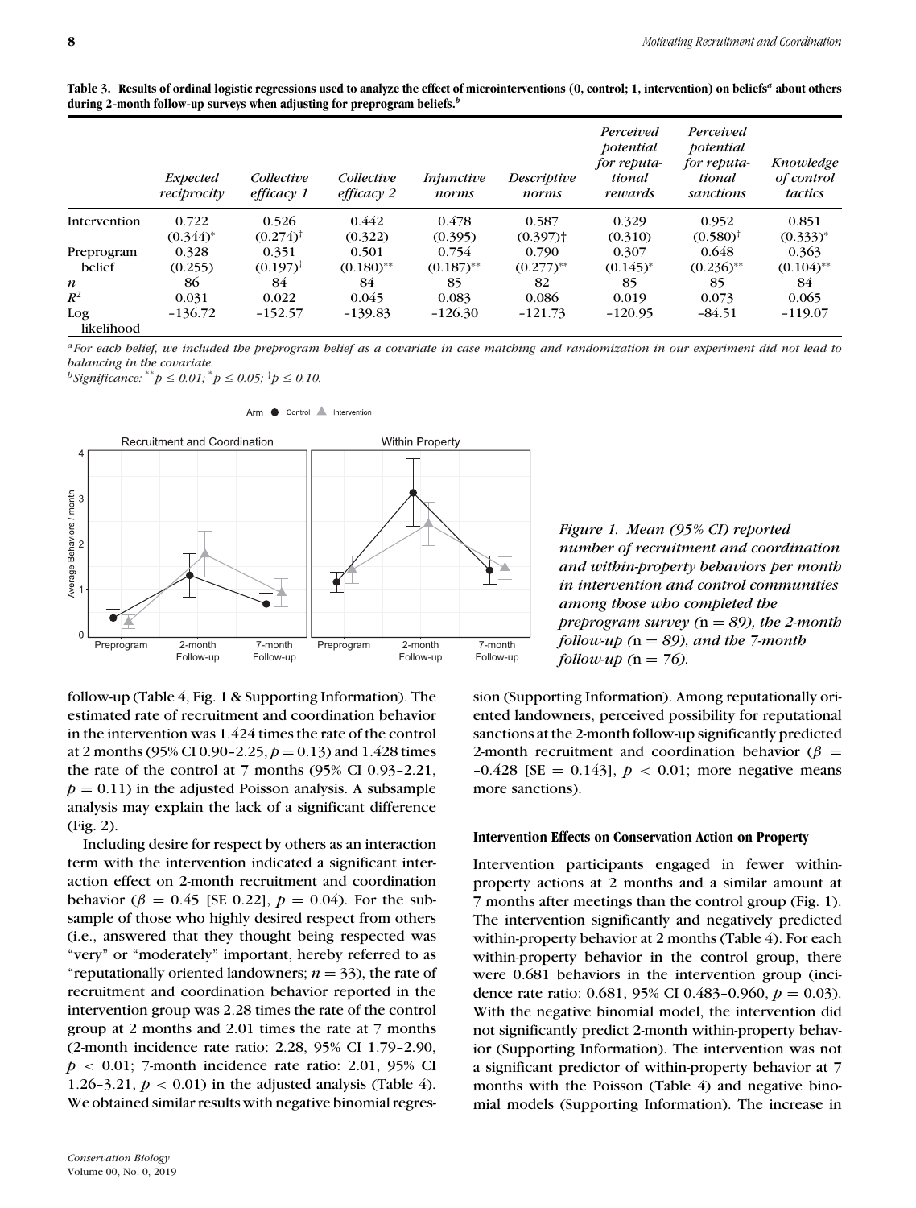**Table 3. Results of ordinal logistic regressions used to analyze the effect of microinterventions (0, control; 1, intervention) on beliefs[a] about others during 2-month follow-up surveys when adjusting for preprogram beliefs.[b]**

| | *Expected reciprocity* | *Collective efficacy 1* | *Collective efficacy 2* | *Injunctive norms* | *Descriptive norms* | *Perceived potential for reputational rewards* | *Perceived potential for reputational sanctions* | *Knowledge of control tactics* |
|---|---|---|---|---|---|---|---|---|
| Intervention | 0.722 | 0.526 | 0.442 | 0.478 | 0.587 | 0.329 | 0.952 | 0.851 |
| | (0.344)* | (0.274)† | (0.322) | (0.395) | (0.397)† | (0.310) | (0.580)† | (0.333)* |
| Preprogram belief | 0.328 | 0.351 | 0.501 | 0.754 | 0.790 | 0.307 | 0.648 | 0.363 |
| | (0.255) | (0.197)† | (0.180)** | (0.187)** | (0.277)** | (0.145)* | (0.236)** | (0.104)** |
| $n$ | 86 | 84 | 84 | 85 | 82 | 85 | 85 | 84 |
| $R^2$ | 0.031 | 0.022 | 0.045 | 0.083 | 0.086 | 0.019 | 0.073 | 0.065 |
| Log likelihood | −136.72 | −152.57 | −139.83 | −126.30 | −121.73 | −120.95 | −84.51 | −119.07 |

[a]*For each belief, we included the preprogram belief as a covariate in case matching and randomization in our experiment did not lead to balancing in the covariate.*
[b]*Significance:* ** $p \leq 0.01$; * $p \leq 0.05$; † $p \leq 0.10$.

*Figure 1. Mean (95% CI) reported number of recruitment and coordination and within-property behaviors per month in intervention and control communities among those who completed the preprogram survey (n = 89), the 2-month follow-up (n = 89), and the 7-month follow-up (n = 76).*

follow-up (Table 4, Fig. 1 & Supporting Information). The estimated rate of recruitment and coordination behavior in the intervention was 1.424 times the rate of the control at 2 months (95% CI 0.90–2.25, $p = 0.13$) and 1.428 times the rate of the control at 7 months (95% CI 0.93–2.21, $p = 0.11$) in the adjusted Poisson analysis. A subsample analysis may explain the lack of a significant difference (Fig. 2).

Including desire for respect by others as an interaction term with the intervention indicated a significant interaction effect on 2-month recruitment and coordination behavior ($\beta = 0.45$ [SE 0.22], $p = 0.04$). For the subsample of those who highly desired respect from others (i.e., answered that they thought being respected was "very" or "moderately" important, hereby referred to as "reputationally oriented landowners; $n = 33$), the rate of recruitment and coordination behavior reported in the intervention group was 2.28 times the rate of the control group at 2 months and 2.01 times the rate at 7 months (2-month incidence rate ratio: 2.28, 95% CI 1.79–2.90, $p < 0.01$; 7-month incidence rate ratio: 2.01, 95% CI 1.26–3.21, $p < 0.01$) in the adjusted analysis (Table 4). We obtained similar results with negative binomial regression (Supporting Information). Among reputationally oriented landowners, perceived possibility for reputational sanctions at the 2-month follow-up significantly predicted 2-month recruitment and coordination behavior ($\beta = -0.428$ [SE = 0.143], $p < 0.01$; more negative means more sanctions).

### Intervention Effects on Conservation Action on Property

Intervention participants engaged in fewer within-property actions at 2 months and a similar amount at 7 months after meetings than the control group (Fig. 1). The intervention significantly and negatively predicted within-property behavior at 2 months (Table 4). For each within-property behavior in the control group, there were 0.681 behaviors in the intervention group (incidence rate ratio: 0.681, 95% CI 0.483–0.960, $p = 0.03$). With the negative binomial model, the intervention did not significantly predict 2-month within-property behavior (Supporting Information). The intervention was not a significant predictor of within-property behavior at 7 months with the Poisson (Table 4) and negative binomial models (Supporting Information). The increase in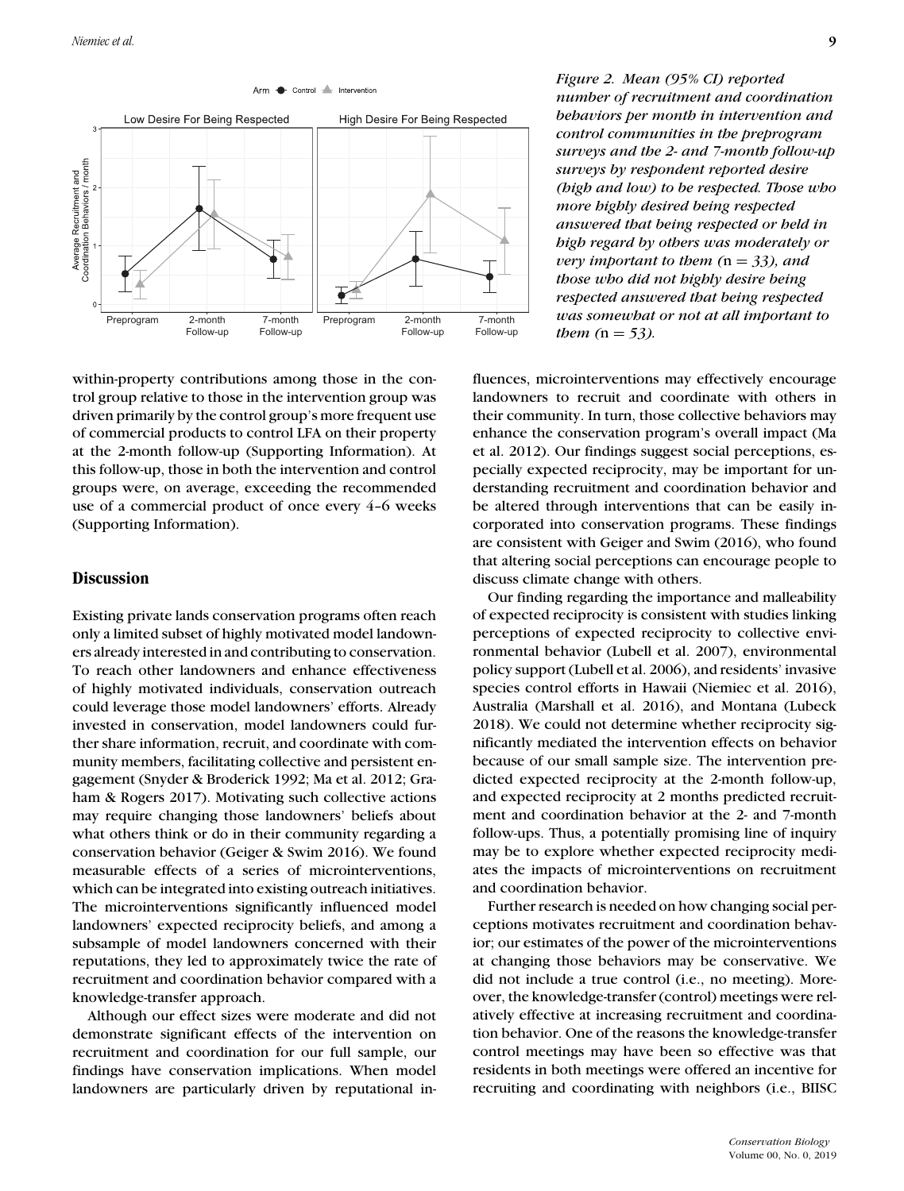Figure 2. Mean (95% CI) reported number of recruitment and coordination behaviors per month in intervention and control communities in the preprogram surveys and the 2- and 7-month follow-up surveys by respondent reported desire (high and low) to be respected. Those who more highly desired being respected answered that being respected or held in high regard by others was moderately or very important to them ($n = 33$), and those who did not highly desire being respected answered that being respected was somewhat or not at all important to them ($n = 53$).

within-property contributions among those in the control group relative to those in the intervention group was driven primarily by the control group's more frequent use of commercial products to control LFA on their property at the 2-month follow-up (Supporting Information). At this follow-up, those in both the intervention and control groups were, on average, exceeding the recommended use of a commercial product of once every 4–6 weeks (Supporting Information).

## Discussion

Existing private lands conservation programs often reach only a limited subset of highly motivated model landowners already interested in and contributing to conservation. To reach other landowners and enhance effectiveness of highly motivated individuals, conservation outreach could leverage those model landowners' efforts. Already invested in conservation, model landowners could further share information, recruit, and coordinate with community members, facilitating collective and persistent engagement (Snyder & Broderick 1992; Ma et al. 2012; Graham & Rogers 2017). Motivating such collective actions may require changing those landowners' beliefs about what others think or do in their community regarding a conservation behavior (Geiger & Swim 2016). We found measurable effects of a series of microinterventions, which can be integrated into existing outreach initiatives. The microinterventions significantly influenced model landowners' expected reciprocity beliefs, and among a subsample of model landowners concerned with their reputations, they led to approximately twice the rate of recruitment and coordination behavior compared with a knowledge-transfer approach.

Although our effect sizes were moderate and did not demonstrate significant effects of the intervention on recruitment and coordination for our full sample, our findings have conservation implications. When model landowners are particularly driven by reputational influences, microinterventions may effectively encourage landowners to recruit and coordinate with others in their community. In turn, those collective behaviors may enhance the conservation program's overall impact (Ma et al. 2012). Our findings suggest social perceptions, especially expected reciprocity, may be important for understanding recruitment and coordination behavior and be altered through interventions that can be easily incorporated into conservation programs. These findings are consistent with Geiger and Swim (2016), who found that altering social perceptions can encourage people to discuss climate change with others.

Our finding regarding the importance and malleability of expected reciprocity is consistent with studies linking perceptions of expected reciprocity to collective environmental behavior (Lubell et al. 2007), environmental policy support (Lubell et al. 2006), and residents' invasive species control efforts in Hawaii (Niemiec et al. 2016), Australia (Marshall et al. 2016), and Montana (Lubeck 2018). We could not determine whether reciprocity significantly mediated the intervention effects on behavior because of our small sample size. The intervention predicted expected reciprocity at the 2-month follow-up, and expected reciprocity at 2 months predicted recruitment and coordination behavior at the 2- and 7-month follow-ups. Thus, a potentially promising line of inquiry may be to explore whether expected reciprocity mediates the impacts of microinterventions on recruitment and coordination behavior.

Further research is needed on how changing social perceptions motivates recruitment and coordination behavior; our estimates of the power of the microinterventions at changing those behaviors may be conservative. We did not include a true control (i.e., no meeting). Moreover, the knowledge-transfer (control) meetings were relatively effective at increasing recruitment and coordination behavior. One of the reasons the knowledge-transfer control meetings may have been so effective was that residents in both meetings were offered an incentive for recruiting and coordinating with neighbors (i.e., BIISC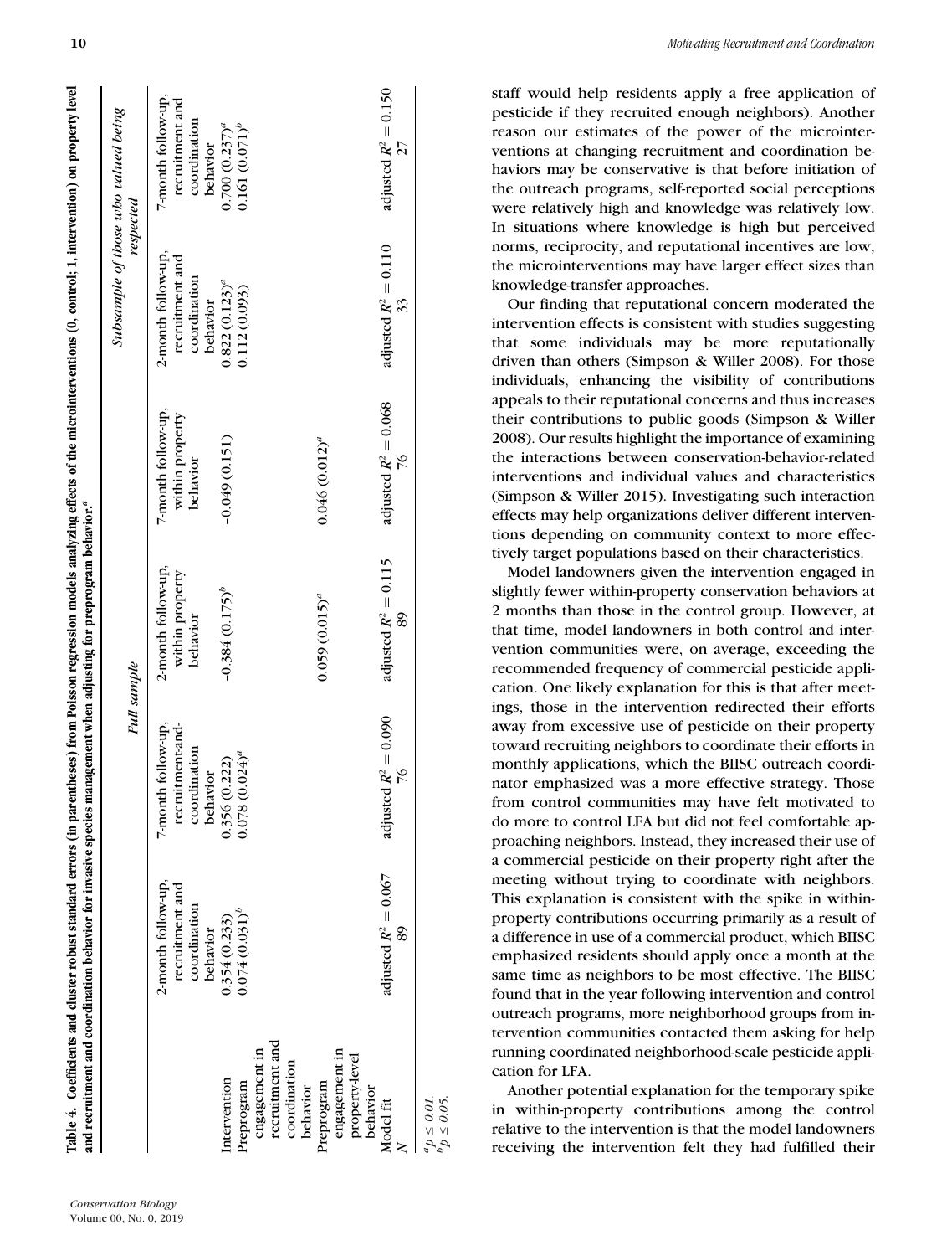**Table 4. Coefficients and cluster robust standard errors (in parentheses) from Poisson regression models analyzing effects of the microinterventions (0, control; 1, intervention) on property level and recruitment and coordination behavior for invasive species management when adjusting for preprogram behavior.[a]**

| | Full sample | | | | Subsample of those who valued being respected | |
|---|---|---|---|---|---|---|
| | 2-month follow-up, recruitment and coordination behavior | 7-month follow-up, recruitment-and-coordination behavior | 2-month follow-up, within property behavior | 7-month follow-up, within property behavior | 2-month follow-up, recruitment and coordination behavior | 7-month follow-up, recruitment and coordination behavior |
| Intervention | 0.354 (0.233) | 0.356 (0.222) | −0.384 (0.175)[b] | −0.049 (0.151) | 0.822 (0.123)[a] | 0.700 (0.237)[a] |
| Preprogram engagement in recruitment and coordination behavior | 0.074 (0.031)[b] | 0.078 (0.024)[a] | | | 0.112 (0.093) | 0.161 (0.071)[b] |
| Preprogram engagement in property-level behavior | | | 0.059 (0.015)[a] | 0.046 (0.012)[a] | | |
| Model fit | adjusted $R^2 = 0.067$ | adjusted $R^2 = 0.090$ | adjusted $R^2 = 0.115$ | adjusted $R^2 = 0.068$ | adjusted $R^2 = 0.110$ | adjusted $R^2 = 0.150$ |
| N | 89 | 76 | 89 | 76 | 33 | 27 |

[a] $p \leq 0.01$.
[b] $p \leq 0.05$.

staff would help residents apply a free application of pesticide if they recruited enough neighbors). Another reason our estimates of the power of the microinterventions at changing recruitment and coordination behaviors may be conservative is that before initiation of the outreach programs, self-reported social perceptions were relatively high and knowledge was relatively low. In situations where knowledge is high but perceived norms, reciprocity, and reputational incentives are low, the microinterventions may have larger effect sizes than knowledge-transfer approaches.

Our finding that reputational concern moderated the intervention effects is consistent with studies suggesting that some individuals may be more reputationally driven than others (Simpson & Willer 2008). For those individuals, enhancing the visibility of contributions appeals to their reputational concerns and thus increases their contributions to public goods (Simpson & Willer 2008). Our results highlight the importance of examining the interactions between conservation-behavior-related interventions and individual values and characteristics (Simpson & Willer 2015). Investigating such interaction effects may help organizations deliver different interventions depending on community context to more effectively target populations based on their characteristics.

Model landowners given the intervention engaged in slightly fewer within-property conservation behaviors at 2 months than those in the control group. However, at that time, model landowners in both control and intervention communities were, on average, exceeding the recommended frequency of commercial pesticide application. One likely explanation for this is that after meetings, those in the intervention redirected their efforts away from excessive use of pesticide on their property toward recruiting neighbors to coordinate their efforts in monthly applications, which the BIISC outreach coordinator emphasized was a more effective strategy. Those from control communities may have felt motivated to do more to control LFA but did not feel comfortable approaching neighbors. Instead, they increased their use of a commercial pesticide on their property right after the meeting without trying to coordinate with neighbors. This explanation is consistent with the spike in within-property contributions occurring primarily as a result of a difference in use of a commercial product, which BIISC emphasized residents should apply once a month at the same time as neighbors to be most effective. The BIISC found that in the year following intervention and control outreach programs, more neighborhood groups from intervention communities contacted them asking for help running coordinated neighborhood-scale pesticide application for LFA.

Another potential explanation for the temporary spike in within-property contributions among the control relative to the intervention is that the model landowners receiving the intervention felt they had fulfilled their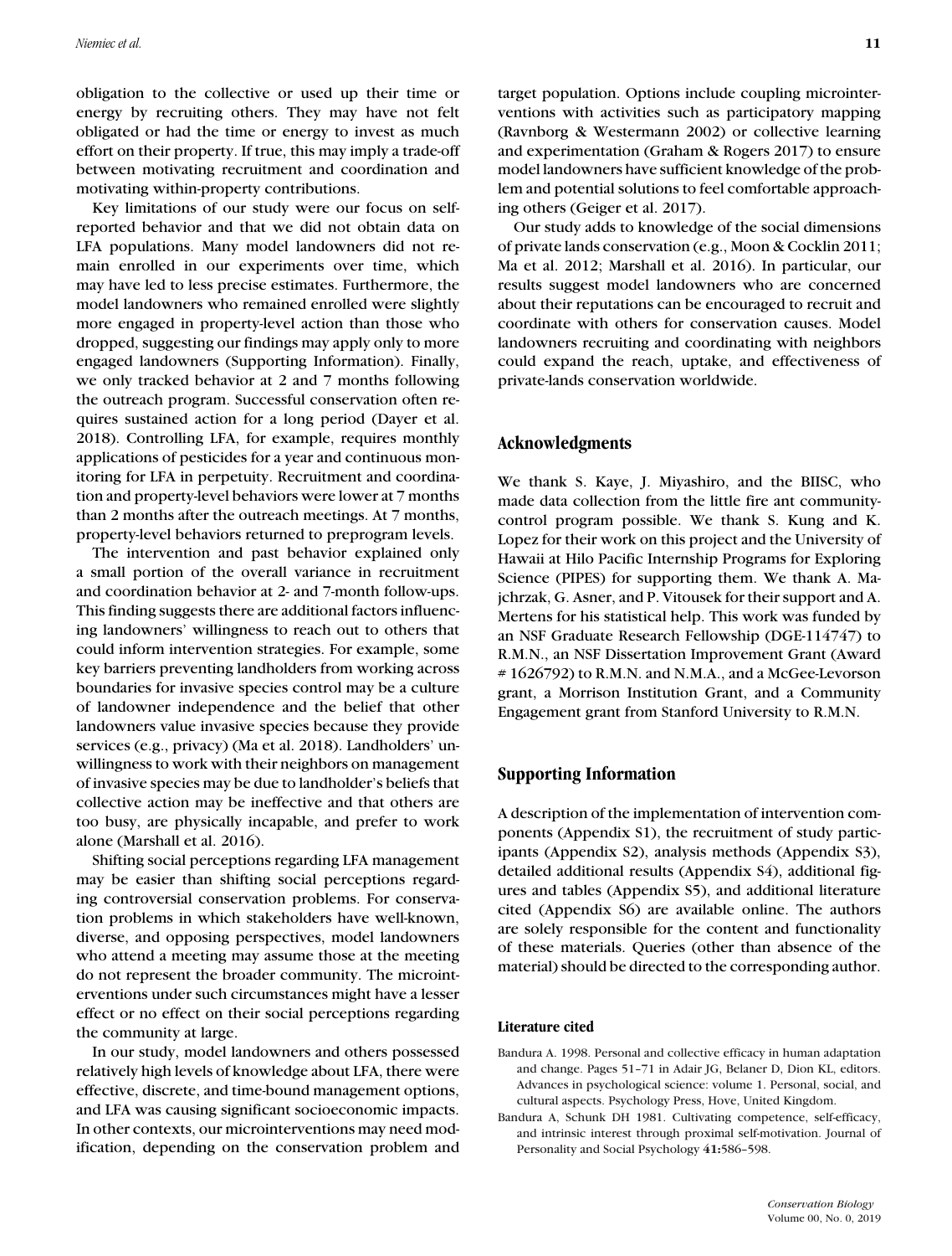obligation to the collective or used up their time or energy by recruiting others. They may have not felt obligated or had the time or energy to invest as much effort on their property. If true, this may imply a trade-off between motivating recruitment and coordination and motivating within-property contributions.

Key limitations of our study were our focus on self-reported behavior and that we did not obtain data on LFA populations. Many model landowners did not remain enrolled in our experiments over time, which may have led to less precise estimates. Furthermore, the model landowners who remained enrolled were slightly more engaged in property-level action than those who dropped, suggesting our findings may apply only to more engaged landowners (Supporting Information). Finally, we only tracked behavior at 2 and 7 months following the outreach program. Successful conservation often requires sustained action for a long period (Dayer et al. 2018). Controlling LFA, for example, requires monthly applications of pesticides for a year and continuous monitoring for LFA in perpetuity. Recruitment and coordination and property-level behaviors were lower at 7 months than 2 months after the outreach meetings. At 7 months, property-level behaviors returned to preprogram levels.

The intervention and past behavior explained only a small portion of the overall variance in recruitment and coordination behavior at 2- and 7-month follow-ups. This finding suggests there are additional factors influencing landowners' willingness to reach out to others that could inform intervention strategies. For example, some key barriers preventing landholders from working across boundaries for invasive species control may be a culture of landowner independence and the belief that other landowners value invasive species because they provide services (e.g., privacy) (Ma et al. 2018). Landholders' unwillingness to work with their neighbors on management of invasive species may be due to landholder's beliefs that collective action may be ineffective and that others are too busy, are physically incapable, and prefer to work alone (Marshall et al. 2016).

Shifting social perceptions regarding LFA management may be easier than shifting social perceptions regarding controversial conservation problems. For conservation problems in which stakeholders have well-known, diverse, and opposing perspectives, model landowners who attend a meeting may assume those at the meeting do not represent the broader community. The microinterventions under such circumstances might have a lesser effect or no effect on their social perceptions regarding the community at large.

In our study, model landowners and others possessed relatively high levels of knowledge about LFA, there were effective, discrete, and time-bound management options, and LFA was causing significant socioeconomic impacts. In other contexts, our microinterventions may need modification, depending on the conservation problem and target population. Options include coupling microinterventions with activities such as participatory mapping (Ravnborg & Westermann 2002) or collective learning and experimentation (Graham & Rogers 2017) to ensure model landowners have sufficient knowledge of the problem and potential solutions to feel comfortable approaching others (Geiger et al. 2017).

Our study adds to knowledge of the social dimensions of private lands conservation (e.g., Moon & Cocklin 2011; Ma et al. 2012; Marshall et al. 2016). In particular, our results suggest model landowners who are concerned about their reputations can be encouraged to recruit and coordinate with others for conservation causes. Model landowners recruiting and coordinating with neighbors could expand the reach, uptake, and effectiveness of private-lands conservation worldwide.

## Acknowledgments

We thank S. Kaye, J. Miyashiro, and the BIISC, who made data collection from the little fire ant community-control program possible. We thank S. Kung and K. Lopez for their work on this project and the University of Hawaii at Hilo Pacific Internship Programs for Exploring Science (PIPES) for supporting them. We thank A. Majchrzak, G. Asner, and P. Vitousek for their support and A. Mertens for his statistical help. This work was funded by an NSF Graduate Research Fellowship (DGE-114747) to R.M.N., an NSF Dissertation Improvement Grant (Award # 1626792) to R.M.N. and N.M.A., and a McGee-Levorson grant, a Morrison Institution Grant, and a Community Engagement grant from Stanford University to R.M.N.

## Supporting Information

A description of the implementation of intervention components (Appendix S1), the recruitment of study participants (Appendix S2), analysis methods (Appendix S3), detailed additional results (Appendix S4), additional figures and tables (Appendix S5), and additional literature cited (Appendix S6) are available online. The authors are solely responsible for the content and functionality of these materials. Queries (other than absence of the material) should be directed to the corresponding author.

### Literature cited

Bandura A. 1998. Personal and collective efficacy in human adaptation and change. Pages 51–71 in Adair JG, Belaner D, Dion KL, editors. Advances in psychological science: volume 1. Personal, social, and cultural aspects. Psychology Press, Hove, United Kingdom.

Bandura A, Schunk DH 1981. Cultivating competence, self-efficacy, and intrinsic interest through proximal self-motivation. Journal of Personality and Social Psychology **41:**586–598.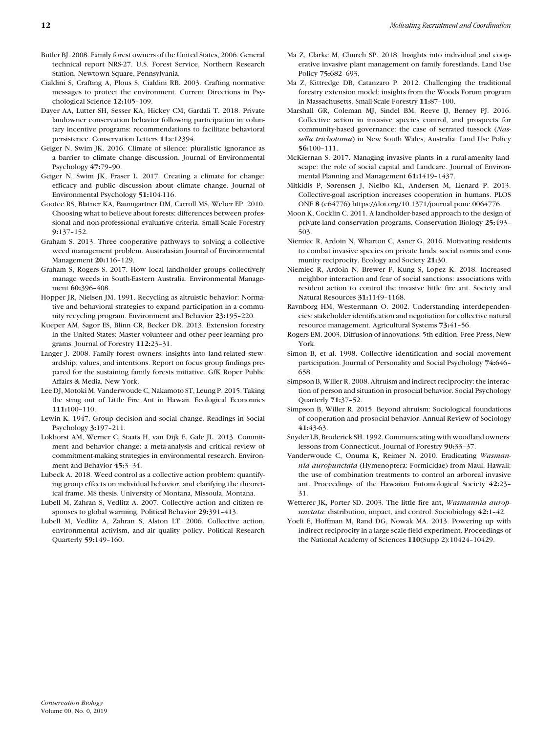Butler BJ. 2008. Family forest owners of the United States, 2006. General technical report NRS-27. U.S. Forest Service, Northern Research Station, Newtown Square, Pennsylvania.

Cialdini S, Crafting A, Plous S, Cialdini RB. 2003. Crafting normative messages to protect the environment. Current Directions in Psychological Science **12:**105–109.

Dayer AA, Lutter SH, Sesser KA, Hickey CM, Gardali T. 2018. Private landowner conservation behavior following participation in voluntary incentive programs: recommendations to facilitate behavioral persistence. Conservation Letters **11:**e12394.

Geiger N, Swim JK. 2016. Climate of silence: pluralistic ignorance as a barrier to climate change discussion. Journal of Environmental Psychology **47:**79–90.

Geiger N, Swim JK, Fraser L. 2017. Creating a climate for change: efficacy and public discussion about climate change. Journal of Environmental Psychology **51:**104-116.

Gootee RS, Blatner KA, Baumgartner DM, Carroll MS, Weber EP. 2010. Choosing what to believe about forests: differences between professional and non-professional evaluative criteria. Small-Scale Forestry **9:**137–152.

Graham S. 2013. Three cooperative pathways to solving a collective weed management problem. Australasian Journal of Environmental Management **20:**116–129.

Graham S, Rogers S. 2017. How local landholder groups collectively manage weeds in South-Eastern Australia. Environmental Management **60:**396–408.

Hopper JR, Nielsen JM. 1991. Recycling as altruistic behavior: Normative and behavioral strategies to expand participation in a community recycling program. Environment and Behavior **23:**195–220.

Kueper AM, Sagor ES, Blinn CR, Becker DR. 2013. Extension forestry in the United States: Master volunteer and other peer-learning programs. Journal of Forestry **112:**23–31.

Langer J. 2008. Family forest owners: insights into land-related stewardship, values, and intentions. Report on focus group findings prepared for the sustaining family forests initiative. GfK Roper Public Affairs & Media, New York.

Lee DJ, Motoki M, Vanderwoude C, Nakamoto ST, Leung P. 2015. Taking the sting out of Little Fire Ant in Hawaii. Ecological Economics **111:**100–110.

Lewin K. 1947. Group decision and social change. Readings in Social Psychology **3:**197–211.

Lokhorst AM, Werner C, Staats H, van Dijk E, Gale JL. 2013. Commitment and behavior change: a meta-analysis and critical review of commitment-making strategies in environmental research. Environment and Behavior **45:**3–34.

Lubeck A. 2018. Weed control as a collective action problem: quantifying group effects on individual behavior, and clarifying the theoretical frame. MS thesis. University of Montana, Missoula, Montana.

Lubell M, Zahran S, Vedlitz A. 2007. Collective action and citizen responses to global warming. Political Behavior **29:**391–413.

Lubell M, Vedlitz A, Zahran S, Alston LT. 2006. Collective action, environmental activism, and air quality policy. Political Research Quarterly **59:**149–160.

Ma Z, Clarke M, Church SP. 2018. Insights into individual and cooperative invasive plant management on family forestlands. Land Use Policy **75:**682–693.

Ma Z, Kittredge DB, Catanzaro P. 2012. Challenging the traditional forestry extension model: insights from the Woods Forum program in Massachusetts. Small-Scale Forestry **11:**87–100.

Marshall GR, Coleman MJ, Sindel BM, Reeve IJ, Berney PJ. 2016. Collective action in invasive species control, and prospects for community-based governance: the case of serrated tussock (*Nassella trichotoma*) in New South Wales, Australia. Land Use Policy **56:**100–111.

McKiernan S. 2017. Managing invasive plants in a rural-amenity landscape: the role of social capital and Landcare. Journal of Environmental Planning and Management **61:**1419–1437.

Mitkidis P, Sørensen J, Nielbo KL, Andersen M, Lienard P. 2013. Collective-goal ascription increases cooperation in humans. PLOS ONE **8** (e64776) https://doi.org/10.1371/journal.pone.0064776.

Moon K, Cocklin C. 2011. A landholder-based approach to the design of private-land conservation programs. Conservation Biology **25:**493–503.

Niemiec R, Ardoin N, Wharton C, Asner G. 2016. Motivating residents to combat invasive species on private lands: social norms and community reciprocity. Ecology and Society **21:**30.

Niemiec R, Ardoin N, Brewer F, Kung S, Lopez K. 2018. Increased neighbor interaction and fear of social sanctions: associations with resident action to control the invasive little fire ant. Society and Natural Resources **31:**1149–1168.

Ravnborg HM, Westermann O. 2002. Understanding interdependencies: stakeholder identification and negotiation for collective natural resource management. Agricultural Systems **73:**41–56.

Rogers EM. 2003. Diffusion of innovations. 5th edition. Free Press, New York.

Simon B, et al. 1998. Collective identification and social movement participation. Journal of Personality and Social Psychology **74:**646–658.

Simpson B, Willer R. 2008. Altruism and indirect reciprocity: the interaction of person and situation in prosocial behavior. Social Psychology Quarterly **71:**37–52.

Simpson B, Willer R. 2015. Beyond altruism: Sociological foundations of cooperation and prosocial behavior. Annual Review of Sociology **41:**43-63.

Snyder LB, Broderick SH. 1992. Communicating with woodland owners: lessons from Connecticut. Journal of Forestry **90:**33–37.

Vanderwoude C, Onuma K, Reimer N. 2010. Eradicating *Wasmannia auropunctata* (Hymenoptera: Formicidae) from Maui, Hawaii: the use of combination treatments to control an arboreal invasive ant. Proceedings of the Hawaiian Entomological Society **42:**23–31.

Wetterer JK, Porter SD. 2003. The little fire ant, *Wasmannia auropunctata*: distribution, impact, and control. Sociobiology **42:**1–42.

Yoeli E, Hoffman M, Rand DG, Nowak MA. 2013. Powering up with indirect reciprocity in a large-scale field experiment. Proceedings of the National Academy of Sciences **110**(Supp 2):10424–10429.